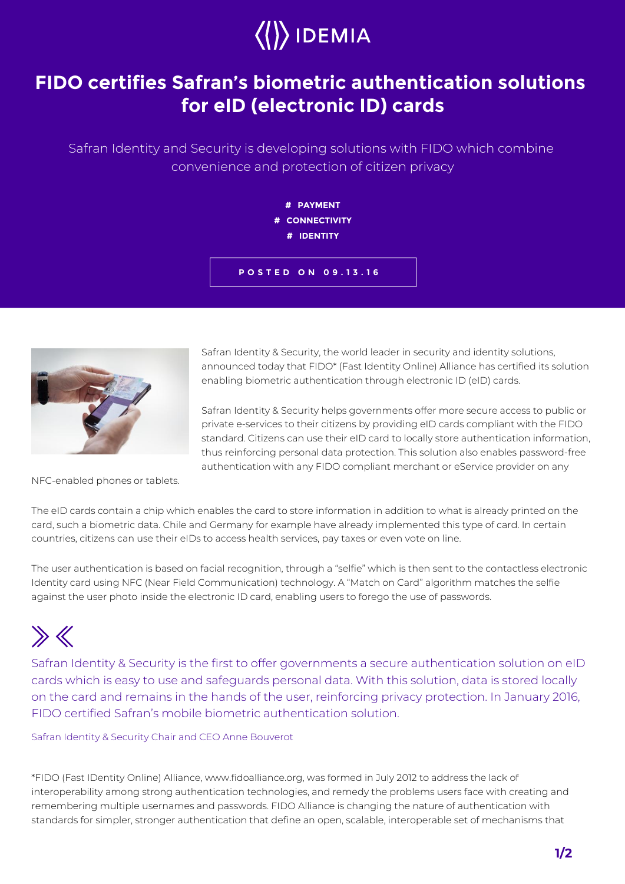IDEMIA

# FIDO certifies Safran's biometric authentication solutions for eID (electronic ID) cards

Safran Identity and Security is developing solutions with FIDO which combine convenience and protection of citizen privacy

# PAYMENT
# CONNECTIVITY
# IDENTITY

POSTED ON 09.13.16

Safran Identity & Security, the world leader in security and identity solutions, announced today that FIDO* (Fast Identity Online) Alliance has certified its solution enabling biometric authentication through electronic ID (eID) cards.

Safran Identity & Security helps governments offer more secure access to public or private e-services to their citizens by providing eID cards compliant with the FIDO standard. Citizens can use their eID card to locally store authentication information, thus reinforcing personal data protection. This solution also enables password-free authentication with any FIDO compliant merchant or eService provider on any NFC-enabled phones or tablets.

The eID cards contain a chip which enables the card to store information in addition to what is already printed on the card, such a biometric data. Chile and Germany for example have already implemented this type of card. In certain countries, citizens can use their eIDs to access health services, pay taxes or even vote on line.

The user authentication is based on facial recognition, through a "selfie" which is then sent to the contactless electronic Identity card using NFC (Near Field Communication) technology. A "Match on Card" algorithm matches the selfie against the user photo inside the electronic ID card, enabling users to forego the use of passwords.

> Safran Identity & Security is the first to offer governments a secure authentication solution on eID cards which is easy to use and safeguards personal data. With this solution, data is stored locally on the card and remains in the hands of the user, reinforcing privacy protection. In January 2016, FIDO certified Safran's mobile biometric authentication solution.
>
> Safran Identity & Security Chair and CEO Anne Bouverot

*FIDO (Fast IDentity Online) Alliance, www.fidoalliance.org, was formed in July 2012 to address the lack of interoperability among strong authentication technologies, and remedy the problems users face with creating and remembering multiple usernames and passwords. FIDO Alliance is changing the nature of authentication with standards for simpler, stronger authentication that define an open, scalable, interoperable set of mechanisms that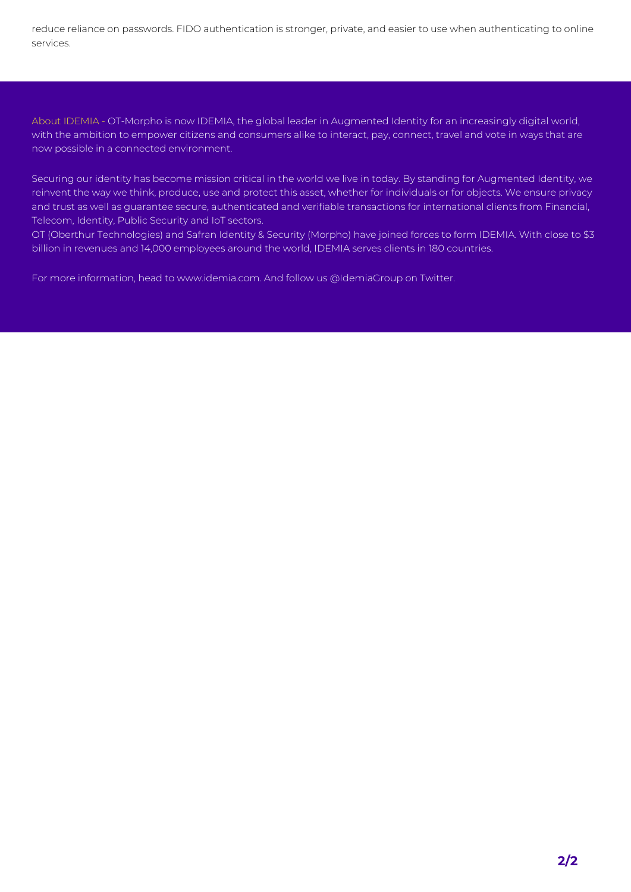reduce reliance on passwords. FIDO authentication is stronger, private, and easier to use when authenticating to online services.

About IDEMIA - OT-Morpho is now IDEMIA, the global leader in Augmented Identity for an increasingly digital world, with the ambition to empower citizens and consumers alike to interact, pay, connect, travel and vote in ways that are now possible in a connected environment.

Securing our identity has become mission critical in the world we live in today. By standing for Augmented Identity, we reinvent the way we think, produce, use and protect this asset, whether for individuals or for objects. We ensure privacy and trust as well as guarantee secure, authenticated and verifiable transactions for international clients from Financial, Telecom, Identity, Public Security and IoT sectors.
OT (Oberthur Technologies) and Safran Identity & Security (Morpho) have joined forces to form IDEMIA. With close to $3 billion in revenues and 14,000 employees around the world, IDEMIA serves clients in 180 countries.

For more information, head to www.idemia.com. And follow us @IdemiaGroup on Twitter.